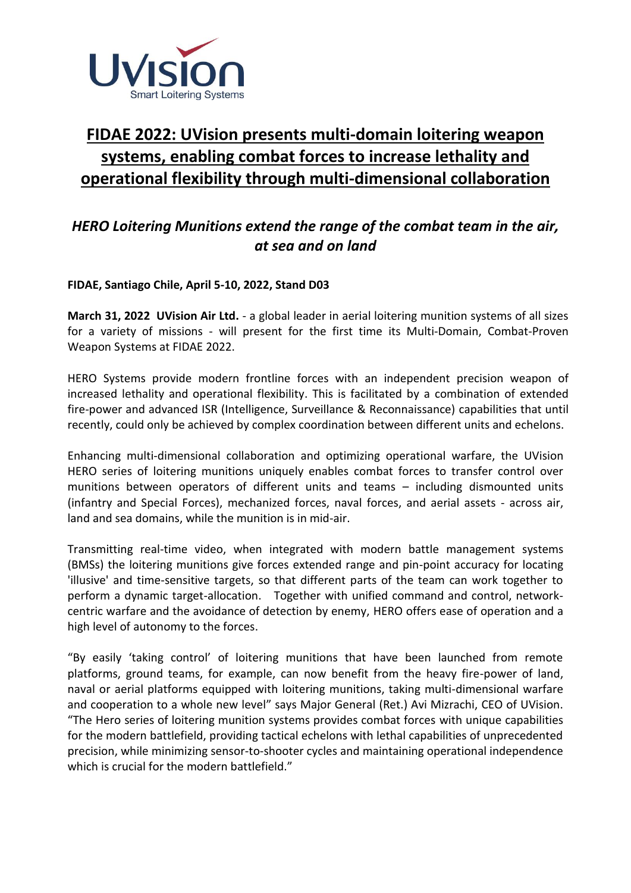# FIDAE 2022: UVision presents multi-domain loitering weapon systems, enabling combat forces to increase lethality and operational flexibility through multi-dimensional collaboration

## *HERO Loitering Munitions extend the range of the combat team in the air, at sea and on land*

**FIDAE, Santiago Chile, April 5-10, 2022, Stand D03**

**March 31, 2022 UVision Air Ltd.** - a global leader in aerial loitering munition systems of all sizes for a variety of missions - will present for the first time its Multi-Domain, Combat-Proven Weapon Systems at FIDAE 2022.

HERO Systems provide modern frontline forces with an independent precision weapon of increased lethality and operational flexibility. This is facilitated by a combination of extended fire-power and advanced ISR (Intelligence, Surveillance & Reconnaissance) capabilities that until recently, could only be achieved by complex coordination between different units and echelons.

Enhancing multi-dimensional collaboration and optimizing operational warfare, the UVision HERO series of loitering munitions uniquely enables combat forces to transfer control over munitions between operators of different units and teams – including dismounted units (infantry and Special Forces), mechanized forces, naval forces, and aerial assets - across air, land and sea domains, while the munition is in mid-air.

Transmitting real-time video, when integrated with modern battle management systems (BMSs) the loitering munitions give forces extended range and pin-point accuracy for locating 'illusive' and time-sensitive targets, so that different parts of the team can work together to perform a dynamic target-allocation. Together with unified command and control, network-centric warfare and the avoidance of detection by enemy, HERO offers ease of operation and a high level of autonomy to the forces.

"By easily 'taking control' of loitering munitions that have been launched from remote platforms, ground teams, for example, can now benefit from the heavy fire-power of land, naval or aerial platforms equipped with loitering munitions, taking multi-dimensional warfare and cooperation to a whole new level" says Major General (Ret.) Avi Mizrachi, CEO of UVision. "The Hero series of loitering munition systems provides combat forces with unique capabilities for the modern battlefield, providing tactical echelons with lethal capabilities of unprecedented precision, while minimizing sensor-to-shooter cycles and maintaining operational independence which is crucial for the modern battlefield."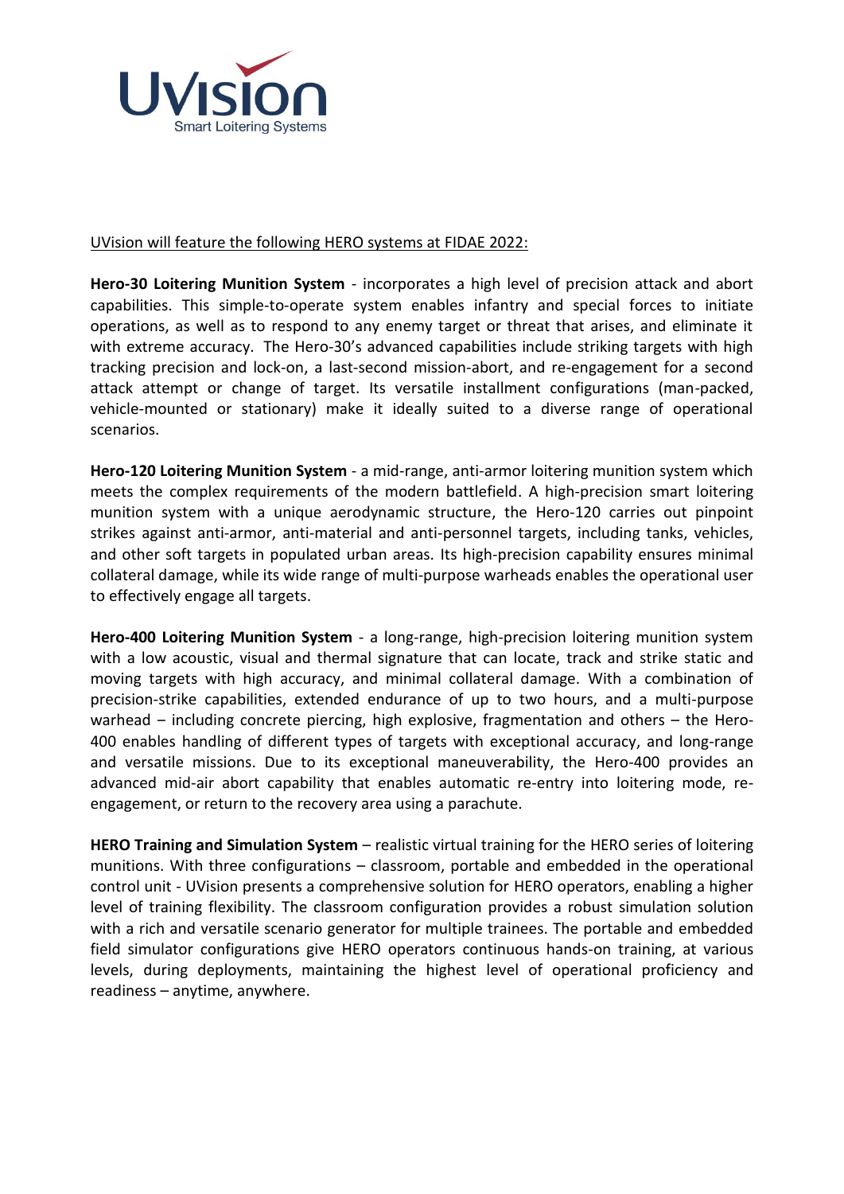UVision will feature the following HERO systems at FIDAE 2022:

**Hero-30 Loitering Munition System** - incorporates a high level of precision attack and abort capabilities. This simple-to-operate system enables infantry and special forces to initiate operations, as well as to respond to any enemy target or threat that arises, and eliminate it with extreme accuracy. The Hero-30's advanced capabilities include striking targets with high tracking precision and lock-on, a last-second mission-abort, and re-engagement for a second attack attempt or change of target. Its versatile installment configurations (man-packed, vehicle-mounted or stationary) make it ideally suited to a diverse range of operational scenarios.

**Hero-120 Loitering Munition System** - a mid-range, anti-armor loitering munition system which meets the complex requirements of the modern battlefield. A high-precision smart loitering munition system with a unique aerodynamic structure, the Hero-120 carries out pinpoint strikes against anti-armor, anti-material and anti-personnel targets, including tanks, vehicles, and other soft targets in populated urban areas. Its high-precision capability ensures minimal collateral damage, while its wide range of multi-purpose warheads enables the operational user to effectively engage all targets.

**Hero-400 Loitering Munition System** - a long-range, high-precision loitering munition system with a low acoustic, visual and thermal signature that can locate, track and strike static and moving targets with high accuracy, and minimal collateral damage. With a combination of precision-strike capabilities, extended endurance of up to two hours, and a multi-purpose warhead – including concrete piercing, high explosive, fragmentation and others – the Hero-400 enables handling of different types of targets with exceptional accuracy, and long-range and versatile missions. Due to its exceptional maneuverability, the Hero-400 provides an advanced mid-air abort capability that enables automatic re-entry into loitering mode, re-engagement, or return to the recovery area using a parachute.

**HERO Training and Simulation System** – realistic virtual training for the HERO series of loitering munitions. With three configurations – classroom, portable and embedded in the operational control unit - UVision presents a comprehensive solution for HERO operators, enabling a higher level of training flexibility. The classroom configuration provides a robust simulation solution with a rich and versatile scenario generator for multiple trainees. The portable and embedded field simulator configurations give HERO operators continuous hands-on training, at various levels, during deployments, maintaining the highest level of operational proficiency and readiness – anytime, anywhere.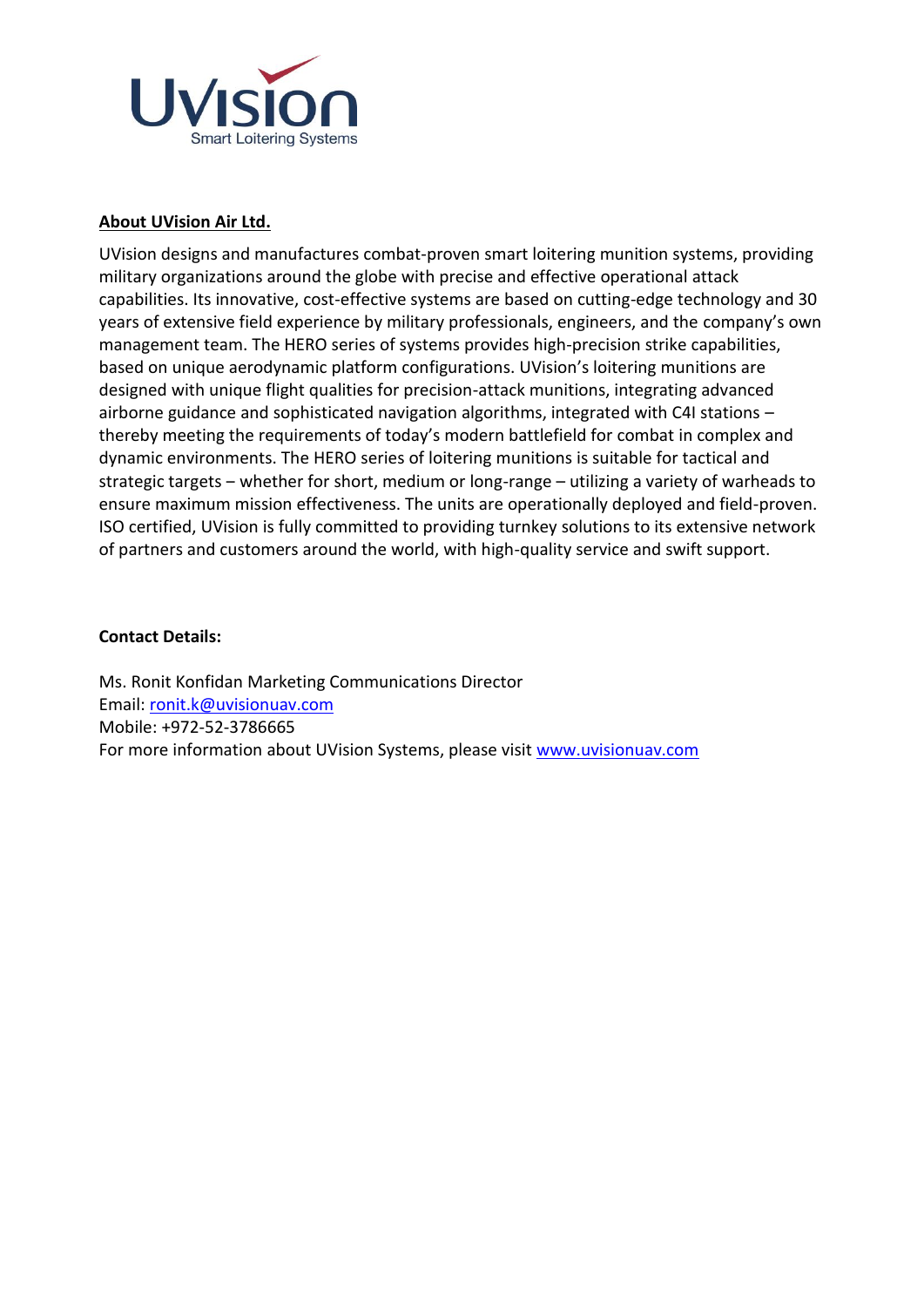UVision

Smart Loitering Systems

**About UVision Air Ltd.**

UVision designs and manufactures combat-proven smart loitering munition systems, providing military organizations around the globe with precise and effective operational attack capabilities. Its innovative, cost-effective systems are based on cutting-edge technology and 30 years of extensive field experience by military professionals, engineers, and the company's own management team. The HERO series of systems provides high-precision strike capabilities, based on unique aerodynamic platform configurations. UVision's loitering munitions are designed with unique flight qualities for precision-attack munitions, integrating advanced airborne guidance and sophisticated navigation algorithms, integrated with C4I stations – thereby meeting the requirements of today's modern battlefield for combat in complex and dynamic environments. The HERO series of loitering munitions is suitable for tactical and strategic targets – whether for short, medium or long-range – utilizing a variety of warheads to ensure maximum mission effectiveness. The units are operationally deployed and field-proven. ISO certified, UVision is fully committed to providing turnkey solutions to its extensive network of partners and customers around the world, with high-quality service and swift support.

**Contact Details:**

Ms. Ronit Konfidan Marketing Communications Director
Email: ronit.k@uvisionuav.com
Mobile: +972-52-3786665
For more information about UVision Systems, please visit www.uvisionuav.com